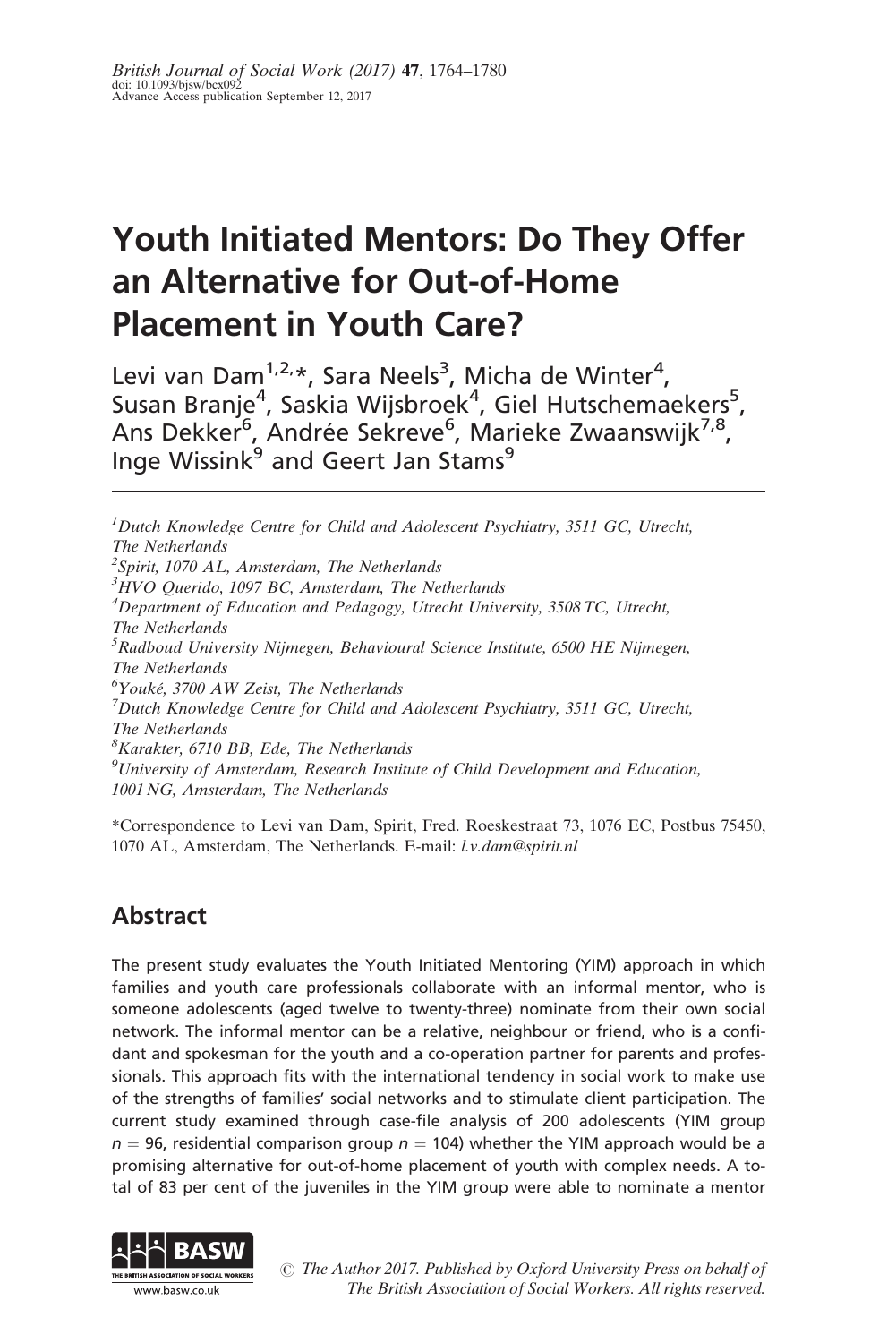British Journal of Social Work (2017) 47, 1764–1780
doi: 10.1093/bjsw/bcx092
Advance Access publication September 12, 2017

# Youth Initiated Mentors: Do They Offer an Alternative for Out-of-Home Placement in Youth Care?

Levi van Dam[1,2,*], Sara Neels[3], Micha de Winter[4], Susan Branje[4], Saskia Wijsbroek[4], Giel Hutschemaekers[5], Ans Dekker[6], Andrée Sekreve[6], Marieke Zwaanswijk[7,8], Inge Wissink[9] and Geert Jan Stams[9]

[1]*Dutch Knowledge Centre for Child and Adolescent Psychiatry, 3511 GC, Utrecht, The Netherlands*
[2]*Spirit, 1070 AL, Amsterdam, The Netherlands*
[3]*HVO Querido, 1097 BC, Amsterdam, The Netherlands*
[4]*Department of Education and Pedagogy, Utrecht University, 3508 TC, Utrecht, The Netherlands*
[5]*Radboud University Nijmegen, Behavioural Science Institute, 6500 HE Nijmegen, The Netherlands*
[6]*Youké, 3700 AW Zeist, The Netherlands*
[7]*Dutch Knowledge Centre for Child and Adolescent Psychiatry, 3511 GC, Utrecht, The Netherlands*
[8]*Karakter, 6710 BB, Ede, The Netherlands*
[9]*University of Amsterdam, Research Institute of Child Development and Education, 1001 NG, Amsterdam, The Netherlands*

*Correspondence to Levi van Dam, Spirit, Fred. Roeskestraat 73, 1076 EC, Postbus 75450, 1070 AL, Amsterdam, The Netherlands. E-mail: *l.v.dam@spirit.nl*

## Abstract

The present study evaluates the Youth Initiated Mentoring (YIM) approach in which families and youth care professionals collaborate with an informal mentor, who is someone adolescents (aged twelve to twenty-three) nominate from their own social network. The informal mentor can be a relative, neighbour or friend, who is a confidant and spokesman for the youth and a co-operation partner for parents and professionals. This approach fits with the international tendency in social work to make use of the strengths of families' social networks and to stimulate client participation. The current study examined through case-file analysis of 200 adolescents (YIM group $n = 96$, residential comparison group $n = 104$) whether the YIM approach would be a promising alternative for out-of-home placement of youth with complex needs. A total of 83 per cent of the juveniles in the YIM group were able to nominate a mentor

© The Author 2017. Published by Oxford University Press on behalf of The British Association of Social Workers. All rights reserved.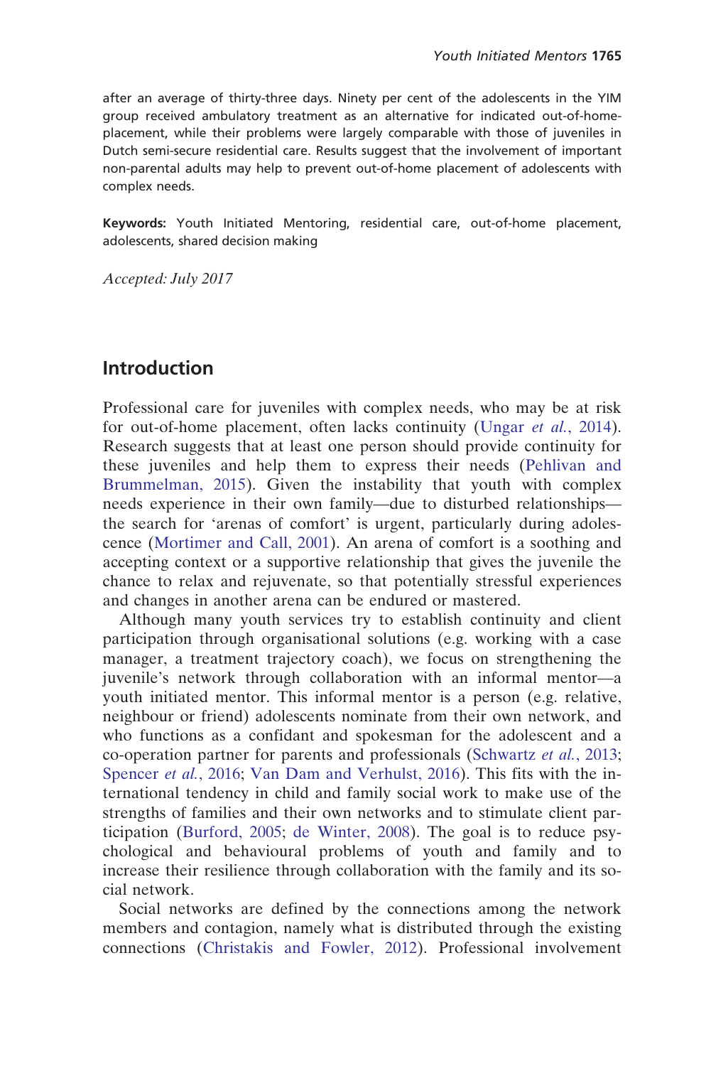after an average of thirty-three days. Ninety per cent of the adolescents in the YIM group received ambulatory treatment as an alternative for indicated out-of-home-placement, while their problems were largely comparable with those of juveniles in Dutch semi-secure residential care. Results suggest that the involvement of important non-parental adults may help to prevent out-of-home placement of adolescents with complex needs.

**Keywords:** Youth Initiated Mentoring, residential care, out-of-home placement, adolescents, shared decision making

*Accepted: July 2017*

## Introduction

Professional care for juveniles with complex needs, who may be at risk for out-of-home placement, often lacks continuity (Ungar *et al.*, 2014). Research suggests that at least one person should provide continuity for these juveniles and help them to express their needs (Pehlivan and Brummelman, 2015). Given the instability that youth with complex needs experience in their own family—due to disturbed relationships—the search for 'arenas of comfort' is urgent, particularly during adolescence (Mortimer and Call, 2001). An arena of comfort is a soothing and accepting context or a supportive relationship that gives the juvenile the chance to relax and rejuvenate, so that potentially stressful experiences and changes in another arena can be endured or mastered.

Although many youth services try to establish continuity and client participation through organisational solutions (e.g. working with a case manager, a treatment trajectory coach), we focus on strengthening the juvenile's network through collaboration with an informal mentor—a youth initiated mentor. This informal mentor is a person (e.g. relative, neighbour or friend) adolescents nominate from their own network, and who functions as a confidant and spokesman for the adolescent and a co-operation partner for parents and professionals (Schwartz *et al.*, 2013; Spencer *et al.*, 2016; Van Dam and Verhulst, 2016). This fits with the international tendency in child and family social work to make use of the strengths of families and their own networks and to stimulate client participation (Burford, 2005; de Winter, 2008). The goal is to reduce psychological and behavioural problems of youth and family and to increase their resilience through collaboration with the family and its social network.

Social networks are defined by the connections among the network members and contagion, namely what is distributed through the existing connections (Christakis and Fowler, 2012). Professional involvement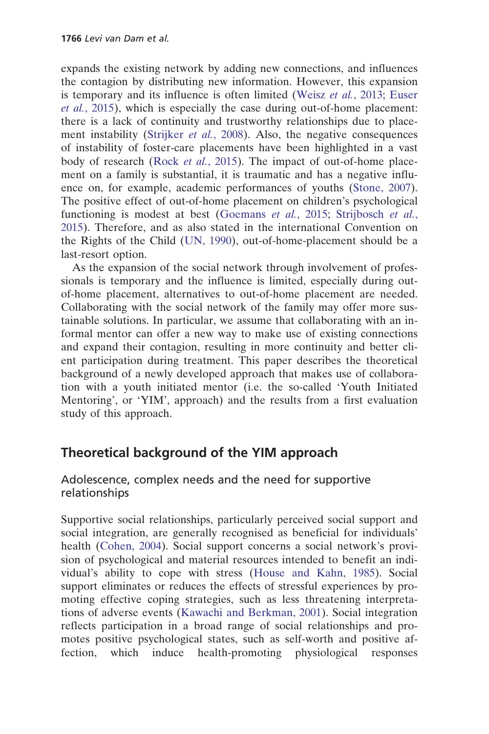expands the existing network by adding new connections, and influences the contagion by distributing new information. However, this expansion is temporary and its influence is often limited (Weisz *et al.*, 2013; Euser *et al.*, 2015), which is especially the case during out-of-home placement: there is a lack of continuity and trustworthy relationships due to placement instability (Strijker *et al.*, 2008). Also, the negative consequences of instability of foster-care placements have been highlighted in a vast body of research (Rock *et al.*, 2015). The impact of out-of-home placement on a family is substantial, it is traumatic and has a negative influence on, for example, academic performances of youths (Stone, 2007). The positive effect of out-of-home placement on children's psychological functioning is modest at best (Goemans *et al.*, 2015; Strijbosch *et al.*, 2015). Therefore, and as also stated in the international Convention on the Rights of the Child (UN, 1990), out-of-home-placement should be a last-resort option.

As the expansion of the social network through involvement of professionals is temporary and the influence is limited, especially during out-of-home placement, alternatives to out-of-home placement are needed. Collaborating with the social network of the family may offer more sustainable solutions. In particular, we assume that collaborating with an informal mentor can offer a new way to make use of existing connections and expand their contagion, resulting in more continuity and better client participation during treatment. This paper describes the theoretical background of a newly developed approach that makes use of collaboration with a youth initiated mentor (i.e. the so-called 'Youth Initiated Mentoring', or 'YIM', approach) and the results from a first evaluation study of this approach.

## Theoretical background of the YIM approach

### Adolescence, complex needs and the need for supportive relationships

Supportive social relationships, particularly perceived social support and social integration, are generally recognised as beneficial for individuals' health (Cohen, 2004). Social support concerns a social network's provision of psychological and material resources intended to benefit an individual's ability to cope with stress (House and Kahn, 1985). Social support eliminates or reduces the effects of stressful experiences by promoting effective coping strategies, such as less threatening interpretations of adverse events (Kawachi and Berkman, 2001). Social integration reflects participation in a broad range of social relationships and promotes positive psychological states, such as self-worth and positive affection, which induce health-promoting physiological responses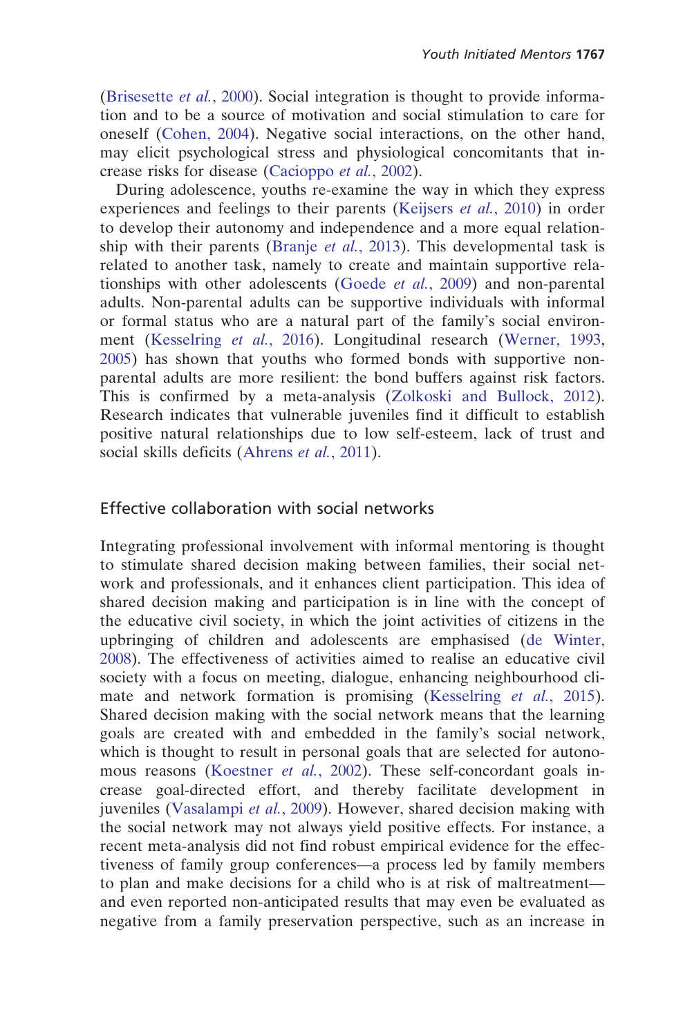(Brisesette *et al.*, 2000). Social integration is thought to provide information and to be a source of motivation and social stimulation to care for oneself (Cohen, 2004). Negative social interactions, on the other hand, may elicit psychological stress and physiological concomitants that increase risks for disease (Cacioppo *et al.*, 2002).

During adolescence, youths re-examine the way in which they express experiences and feelings to their parents (Keijsers *et al.*, 2010) in order to develop their autonomy and independence and a more equal relationship with their parents (Branje *et al.*, 2013). This developmental task is related to another task, namely to create and maintain supportive relationships with other adolescents (Goede *et al.*, 2009) and non-parental adults. Non-parental adults can be supportive individuals with informal or formal status who are a natural part of the family's social environment (Kesselring *et al.*, 2016). Longitudinal research (Werner, 1993, 2005) has shown that youths who formed bonds with supportive non-parental adults are more resilient: the bond buffers against risk factors. This is confirmed by a meta-analysis (Zolkoski and Bullock, 2012). Research indicates that vulnerable juveniles find it difficult to establish positive natural relationships due to low self-esteem, lack of trust and social skills deficits (Ahrens *et al.*, 2011).

## Effective collaboration with social networks

Integrating professional involvement with informal mentoring is thought to stimulate shared decision making between families, their social network and professionals, and it enhances client participation. This idea of shared decision making and participation is in line with the concept of the educative civil society, in which the joint activities of citizens in the upbringing of children and adolescents are emphasised (de Winter, 2008). The effectiveness of activities aimed to realise an educative civil society with a focus on meeting, dialogue, enhancing neighbourhood climate and network formation is promising (Kesselring *et al.*, 2015). Shared decision making with the social network means that the learning goals are created with and embedded in the family's social network, which is thought to result in personal goals that are selected for autonomous reasons (Koestner *et al.*, 2002). These self-concordant goals increase goal-directed effort, and thereby facilitate development in juveniles (Vasalampi *et al.*, 2009). However, shared decision making with the social network may not always yield positive effects. For instance, a recent meta-analysis did not find robust empirical evidence for the effectiveness of family group conferences—a process led by family members to plan and make decisions for a child who is at risk of maltreatment—and even reported non-anticipated results that may even be evaluated as negative from a family preservation perspective, such as an increase in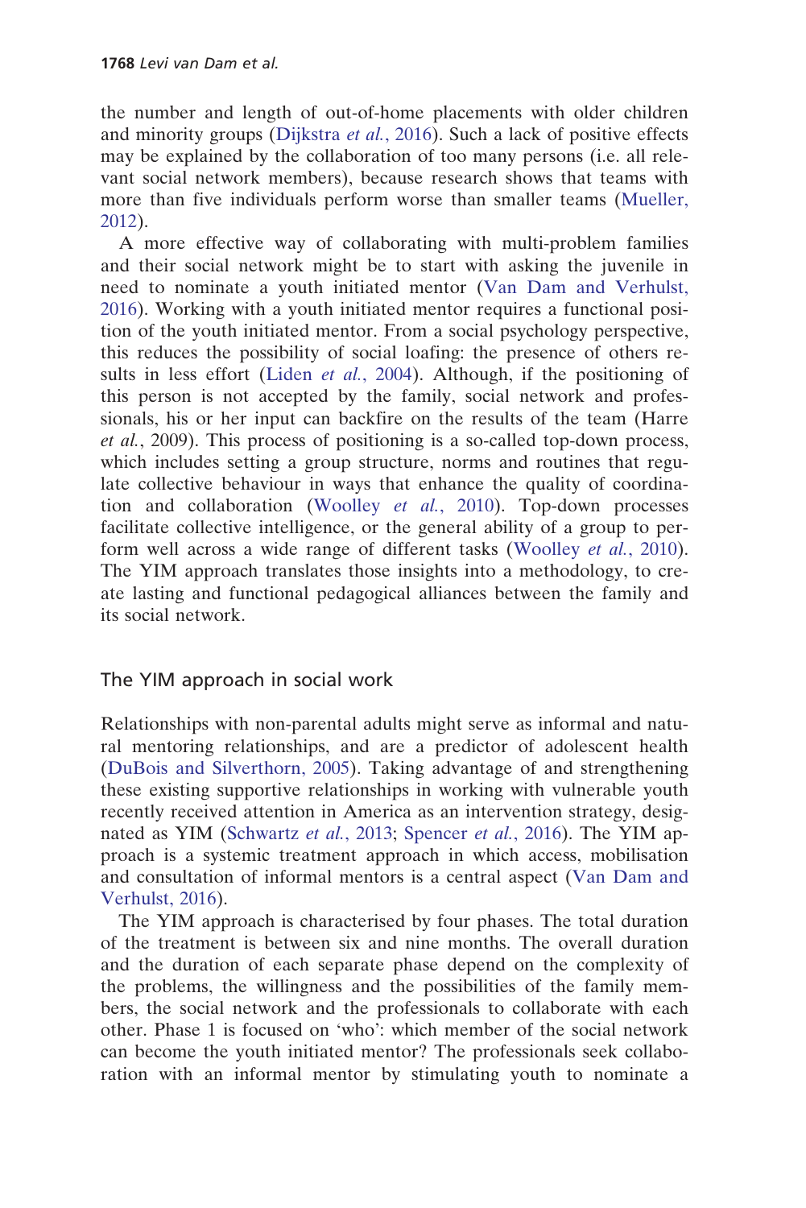the number and length of out-of-home placements with older children and minority groups (Dijkstra *et al.*, 2016). Such a lack of positive effects may be explained by the collaboration of too many persons (i.e. all relevant social network members), because research shows that teams with more than five individuals perform worse than smaller teams (Mueller, 2012).

A more effective way of collaborating with multi-problem families and their social network might be to start with asking the juvenile in need to nominate a youth initiated mentor (Van Dam and Verhulst, 2016). Working with a youth initiated mentor requires a functional position of the youth initiated mentor. From a social psychology perspective, this reduces the possibility of social loafing: the presence of others results in less effort (Liden *et al.*, 2004). Although, if the positioning of this person is not accepted by the family, social network and professionals, his or her input can backfire on the results of the team (Harre *et al.*, 2009). This process of positioning is a so-called top-down process, which includes setting a group structure, norms and routines that regulate collective behaviour in ways that enhance the quality of coordination and collaboration (Woolley *et al.*, 2010). Top-down processes facilitate collective intelligence, or the general ability of a group to perform well across a wide range of different tasks (Woolley *et al.*, 2010). The YIM approach translates those insights into a methodology, to create lasting and functional pedagogical alliances between the family and its social network.

## The YIM approach in social work

Relationships with non-parental adults might serve as informal and natural mentoring relationships, and are a predictor of adolescent health (DuBois and Silverthorn, 2005). Taking advantage of and strengthening these existing supportive relationships in working with vulnerable youth recently received attention in America as an intervention strategy, designated as YIM (Schwartz *et al.*, 2013; Spencer *et al.*, 2016). The YIM approach is a systemic treatment approach in which access, mobilisation and consultation of informal mentors is a central aspect (Van Dam and Verhulst, 2016).

The YIM approach is characterised by four phases. The total duration of the treatment is between six and nine months. The overall duration and the duration of each separate phase depend on the complexity of the problems, the willingness and the possibilities of the family members, the social network and the professionals to collaborate with each other. Phase 1 is focused on 'who': which member of the social network can become the youth initiated mentor? The professionals seek collaboration with an informal mentor by stimulating youth to nominate a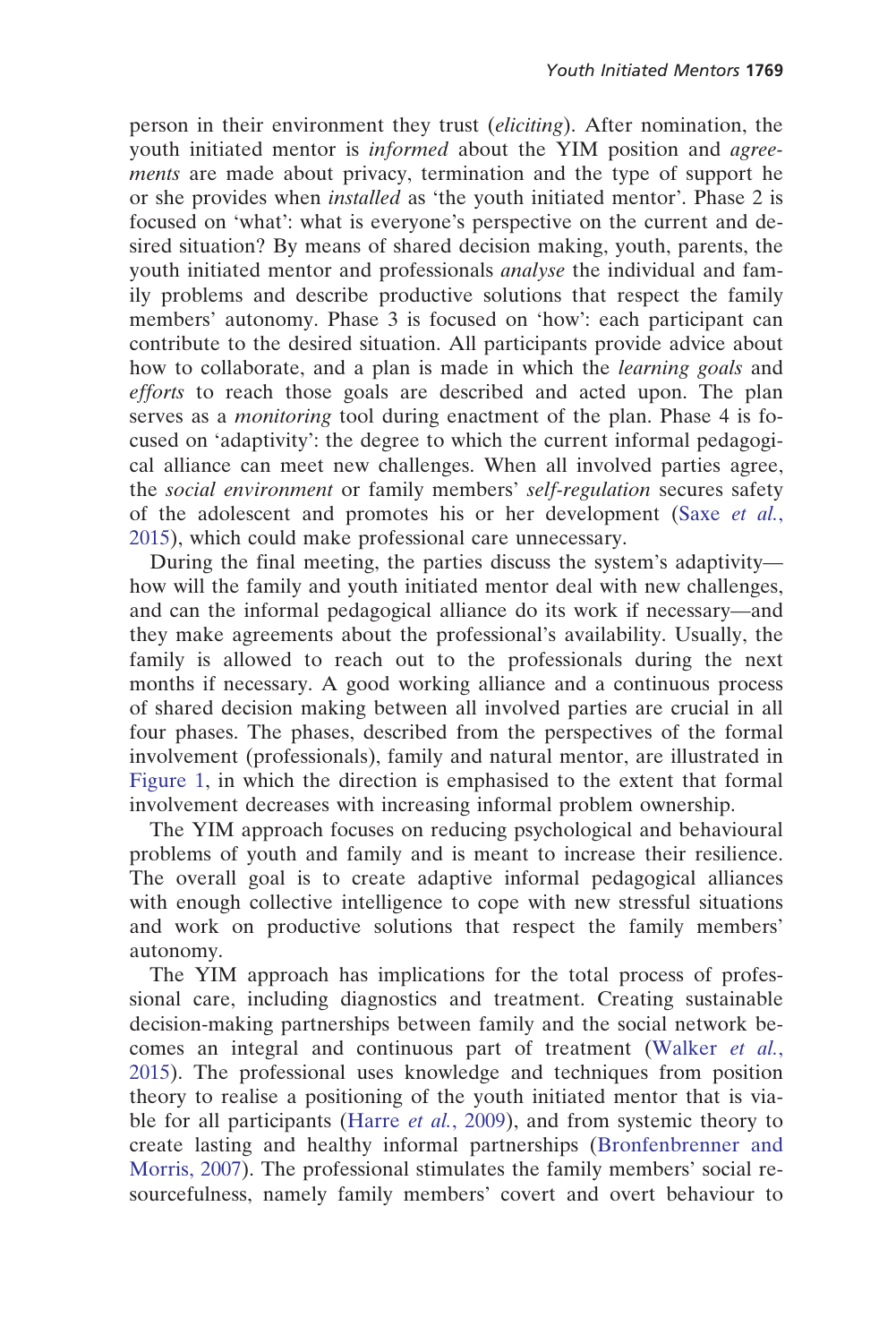person in their environment they trust (*eliciting*). After nomination, the youth initiated mentor is *informed* about the YIM position and *agreements* are made about privacy, termination and the type of support he or she provides when *installed* as 'the youth initiated mentor'. Phase 2 is focused on 'what': what is everyone's perspective on the current and desired situation? By means of shared decision making, youth, parents, the youth initiated mentor and professionals *analyse* the individual and family problems and describe productive solutions that respect the family members' autonomy. Phase 3 is focused on 'how': each participant can contribute to the desired situation. All participants provide advice about how to collaborate, and a plan is made in which the *learning goals* and *efforts* to reach those goals are described and acted upon. The plan serves as a *monitoring* tool during enactment of the plan. Phase 4 is focused on 'adaptivity': the degree to which the current informal pedagogical alliance can meet new challenges. When all involved parties agree, the *social environment* or family members' *self-regulation* secures safety of the adolescent and promotes his or her development (Saxe *et al.*, 2015), which could make professional care unnecessary.

During the final meeting, the parties discuss the system's adaptivity—how will the family and youth initiated mentor deal with new challenges, and can the informal pedagogical alliance do its work if necessary—and they make agreements about the professional's availability. Usually, the family is allowed to reach out to the professionals during the next months if necessary. A good working alliance and a continuous process of shared decision making between all involved parties are crucial in all four phases. The phases, described from the perspectives of the formal involvement (professionals), family and natural mentor, are illustrated in Figure 1, in which the direction is emphasised to the extent that formal involvement decreases with increasing informal problem ownership.

The YIM approach focuses on reducing psychological and behavioural problems of youth and family and is meant to increase their resilience. The overall goal is to create adaptive informal pedagogical alliances with enough collective intelligence to cope with new stressful situations and work on productive solutions that respect the family members' autonomy.

The YIM approach has implications for the total process of professional care, including diagnostics and treatment. Creating sustainable decision-making partnerships between family and the social network becomes an integral and continuous part of treatment (Walker *et al.*, 2015). The professional uses knowledge and techniques from position theory to realise a positioning of the youth initiated mentor that is viable for all participants (Harre *et al.*, 2009), and from systemic theory to create lasting and healthy informal partnerships (Bronfenbrenner and Morris, 2007). The professional stimulates the family members' social resourcefulness, namely family members' covert and overt behaviour to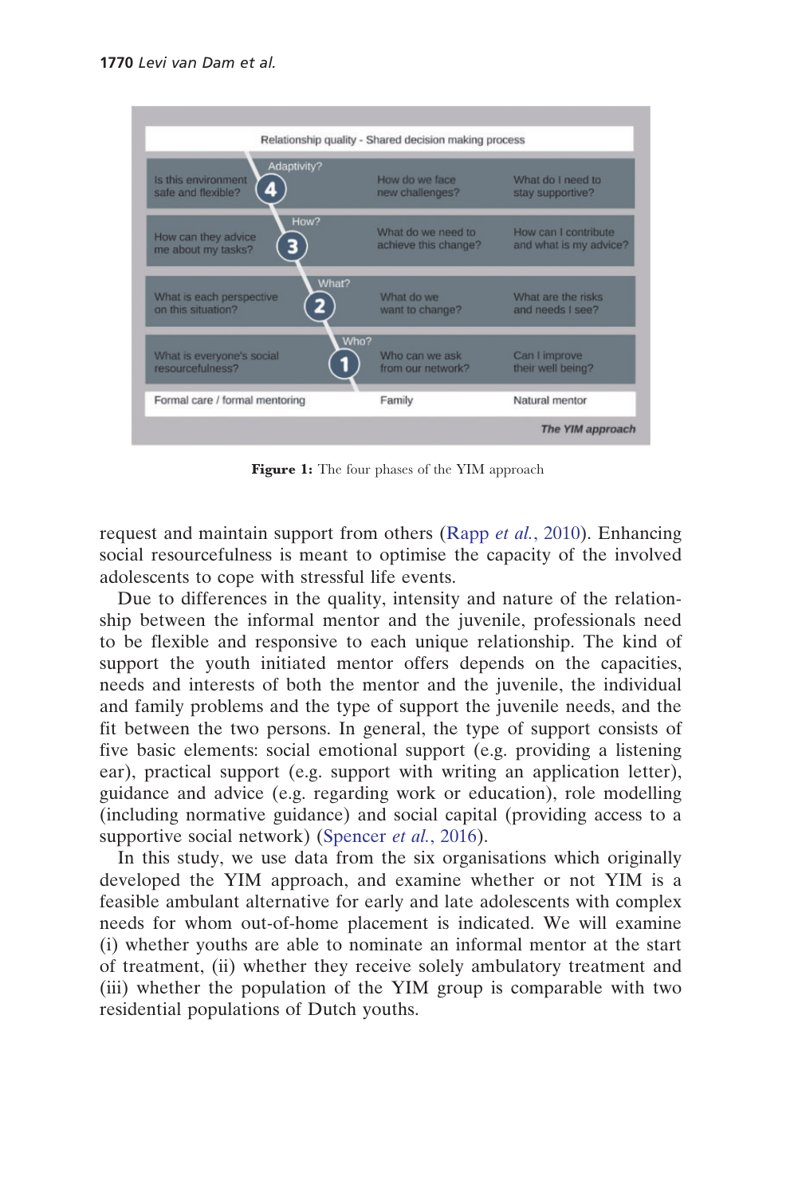Relationship quality - Shared decision making process

| Formal care / formal mentoring | | Family | Natural mentor |
|---|---|---|---|
| Is this environment safe and flexible? | 4 Adaptivity? | How do we face new challenges? | What do I need to stay supportive? |
| How can they advice me about my tasks? | 3 How? | What do we need to achieve this change? | How can I contribute and what is my advice? |
| What is each perspective on this situation? | 2 What? | What do we want to change? | What are the risks and needs I see? |
| What is everyone's social resourcefulness? | 1 Who? | Who can we ask from our network? | Can I improve their well being? |

*The YIM approach*

**Figure 1:** The four phases of the YIM approach

request and maintain support from others (Rapp *et al.*, 2010). Enhancing social resourcefulness is meant to optimise the capacity of the involved adolescents to cope with stressful life events.

Due to differences in the quality, intensity and nature of the relationship between the informal mentor and the juvenile, professionals need to be flexible and responsive to each unique relationship. The kind of support the youth initiated mentor offers depends on the capacities, needs and interests of both the mentor and the juvenile, the individual and family problems and the type of support the juvenile needs, and the fit between the two persons. In general, the type of support consists of five basic elements: social emotional support (e.g. providing a listening ear), practical support (e.g. support with writing an application letter), guidance and advice (e.g. regarding work or education), role modelling (including normative guidance) and social capital (providing access to a supportive social network) (Spencer *et al.*, 2016).

In this study, we use data from the six organisations which originally developed the YIM approach, and examine whether or not YIM is a feasible ambulant alternative for early and late adolescents with complex needs for whom out-of-home placement is indicated. We will examine (i) whether youths are able to nominate an informal mentor at the start of treatment, (ii) whether they receive solely ambulatory treatment and (iii) whether the population of the YIM group is comparable with two residential populations of Dutch youths.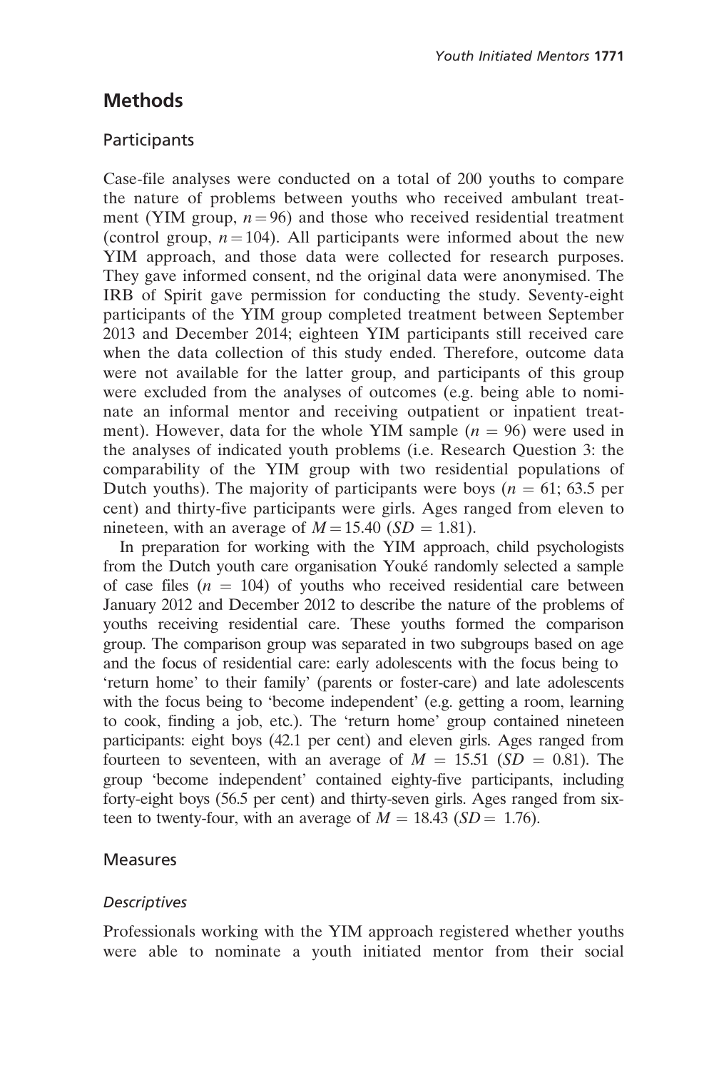## Methods

### Participants

Case-file analyses were conducted on a total of 200 youths to compare the nature of problems between youths who received ambulant treatment (YIM group, $n = 96$) and those who received residential treatment (control group, $n = 104$). All participants were informed about the new YIM approach, and those data were collected for research purposes. They gave informed consent, nd the original data were anonymised. The IRB of Spirit gave permission for conducting the study. Seventy-eight participants of the YIM group completed treatment between September 2013 and December 2014; eighteen YIM participants still received care when the data collection of this study ended. Therefore, outcome data were not available for the latter group, and participants of this group were excluded from the analyses of outcomes (e.g. being able to nominate an informal mentor and receiving outpatient or inpatient treatment). However, data for the whole YIM sample ($n = 96$) were used in the analyses of indicated youth problems (i.e. Research Question 3: the comparability of the YIM group with two residential populations of Dutch youths). The majority of participants were boys ($n = 61$; 63.5 per cent) and thirty-five participants were girls. Ages ranged from eleven to nineteen, with an average of $M = 15.40$ ($SD = 1.81$).

In preparation for working with the YIM approach, child psychologists from the Dutch youth care organisation Youké randomly selected a sample of case files ($n = 104$) of youths who received residential care between January 2012 and December 2012 to describe the nature of the problems of youths receiving residential care. These youths formed the comparison group. The comparison group was separated in two subgroups based on age and the focus of residential care: early adolescents with the focus being to 'return home' to their family' (parents or foster-care) and late adolescents with the focus being to 'become independent' (e.g. getting a room, learning to cook, finding a job, etc.). The 'return home' group contained nineteen participants: eight boys (42.1 per cent) and eleven girls. Ages ranged from fourteen to seventeen, with an average of $M = 15.51$ ($SD = 0.81$). The group 'become independent' contained eighty-five participants, including forty-eight boys (56.5 per cent) and thirty-seven girls. Ages ranged from sixteen to twenty-four, with an average of $M = 18.43$ ($SD = 1.76$).

### Measures

#### *Descriptives*

Professionals working with the YIM approach registered whether youths were able to nominate a youth initiated mentor from their social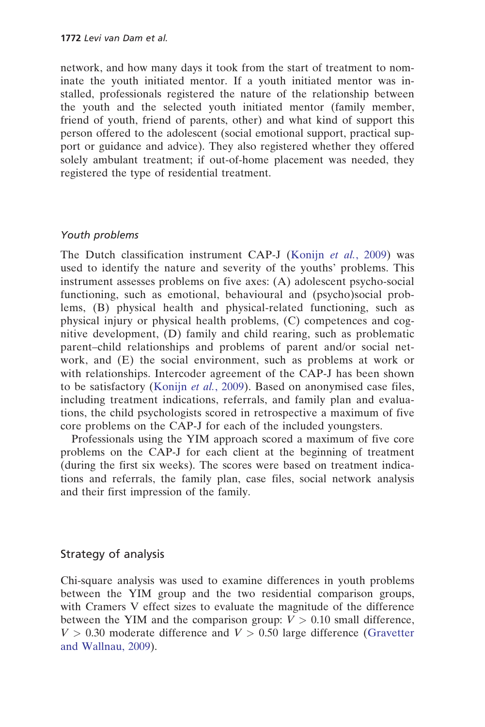network, and how many days it took from the start of treatment to nominate the youth initiated mentor. If a youth initiated mentor was installed, professionals registered the nature of the relationship between the youth and the selected youth initiated mentor (family member, friend of youth, friend of parents, other) and what kind of support this person offered to the adolescent (social emotional support, practical support or guidance and advice). They also registered whether they offered solely ambulant treatment; if out-of-home placement was needed, they registered the type of residential treatment.

### *Youth problems*

The Dutch classification instrument CAP-J (Konijn *et al.*, 2009) was used to identify the nature and severity of the youths' problems. This instrument assesses problems on five axes: (A) adolescent psycho-social functioning, such as emotional, behavioural and (psycho)social problems, (B) physical health and physical-related functioning, such as physical injury or physical health problems, (C) competences and cognitive development, (D) family and child rearing, such as problematic parent–child relationships and problems of parent and/or social network, and (E) the social environment, such as problems at work or with relationships. Intercoder agreement of the CAP-J has been shown to be satisfactory (Konijn *et al.*, 2009). Based on anonymised case files, including treatment indications, referrals, and family plan and evaluations, the child psychologists scored in retrospective a maximum of five core problems on the CAP-J for each of the included youngsters.

Professionals using the YIM approach scored a maximum of five core problems on the CAP-J for each client at the beginning of treatment (during the first six weeks). The scores were based on treatment indications and referrals, the family plan, case files, social network analysis and their first impression of the family.

## Strategy of analysis

Chi-square analysis was used to examine differences in youth problems between the YIM group and the two residential comparison groups, with Cramers V effect sizes to evaluate the magnitude of the difference between the YIM and the comparison group: $V > 0.10$ small difference, $V > 0.30$ moderate difference and $V > 0.50$ large difference (Gravetter and Wallnau, 2009).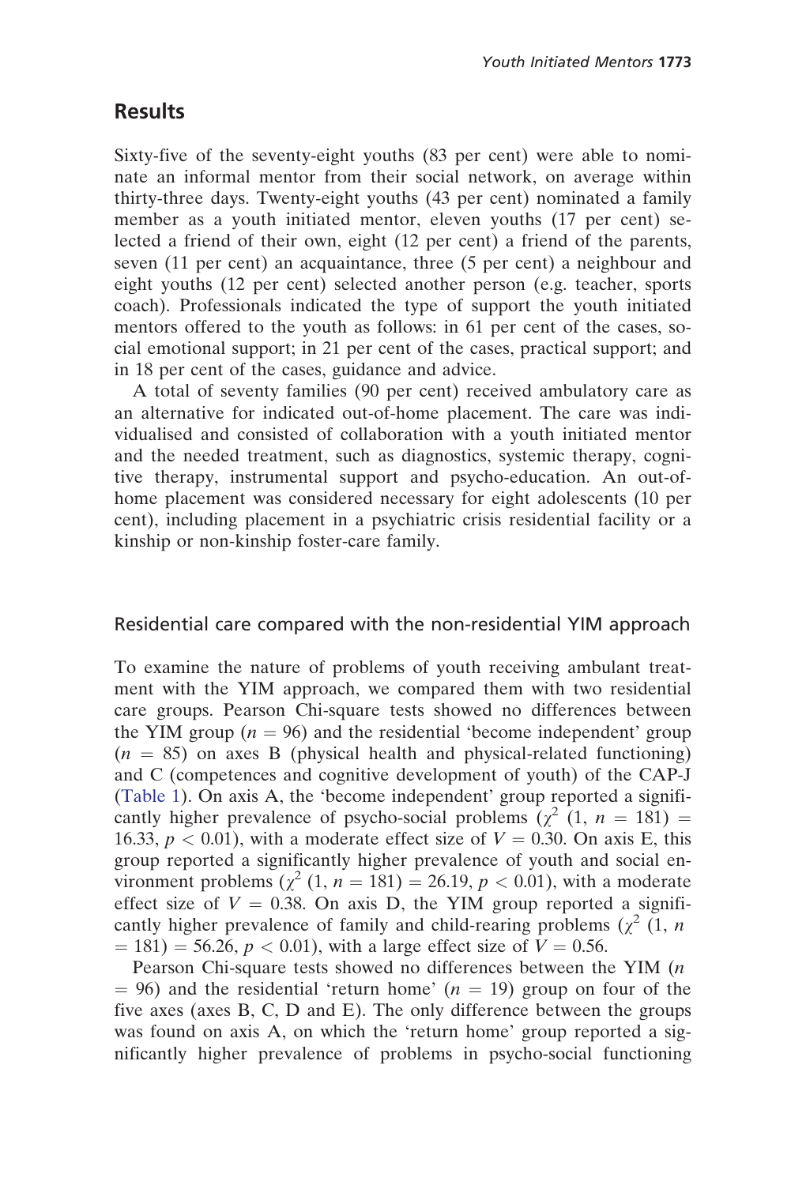## Results

Sixty-five of the seventy-eight youths (83 per cent) were able to nominate an informal mentor from their social network, on average within thirty-three days. Twenty-eight youths (43 per cent) nominated a family member as a youth initiated mentor, eleven youths (17 per cent) selected a friend of their own, eight (12 per cent) a friend of the parents, seven (11 per cent) an acquaintance, three (5 per cent) a neighbour and eight youths (12 per cent) selected another person (e.g. teacher, sports coach). Professionals indicated the type of support the youth initiated mentors offered to the youth as follows: in 61 per cent of the cases, social emotional support; in 21 per cent of the cases, practical support; and in 18 per cent of the cases, guidance and advice.

A total of seventy families (90 per cent) received ambulatory care as an alternative for indicated out-of-home placement. The care was individualised and consisted of collaboration with a youth initiated mentor and the needed treatment, such as diagnostics, systemic therapy, cognitive therapy, instrumental support and psycho-education. An out-of-home placement was considered necessary for eight adolescents (10 per cent), including placement in a psychiatric crisis residential facility or a kinship or non-kinship foster-care family.

### Residential care compared with the non-residential YIM approach

To examine the nature of problems of youth receiving ambulant treatment with the YIM approach, we compared them with two residential care groups. Pearson Chi-square tests showed no differences between the YIM group ($n = 96$) and the residential 'become independent' group ($n = 85$) on axes B (physical health and physical-related functioning) and C (competences and cognitive development of youth) of the CAP-J (Table 1). On axis A, the 'become independent' group reported a significantly higher prevalence of psycho-social problems ($\chi^2$ $(1, n = 181) = 16.33$, $p < 0.01$), with a moderate effect size of $V = 0.30$. On axis E, this group reported a significantly higher prevalence of youth and social environment problems ($\chi^2$ $(1, n = 181) = 26.19$, $p < 0.01$), with a moderate effect size of $V = 0.38$. On axis D, the YIM group reported a significantly higher prevalence of family and child-rearing problems ($\chi^2$ $(1, n = 181) = 56.26$, $p < 0.01$), with a large effect size of $V = 0.56$.

Pearson Chi-square tests showed no differences between the YIM ($n = 96$) and the residential 'return home' ($n = 19$) group on four of the five axes (axes B, C, D and E). The only difference between the groups was found on axis A, on which the 'return home' group reported a significantly higher prevalence of problems in psycho-social functioning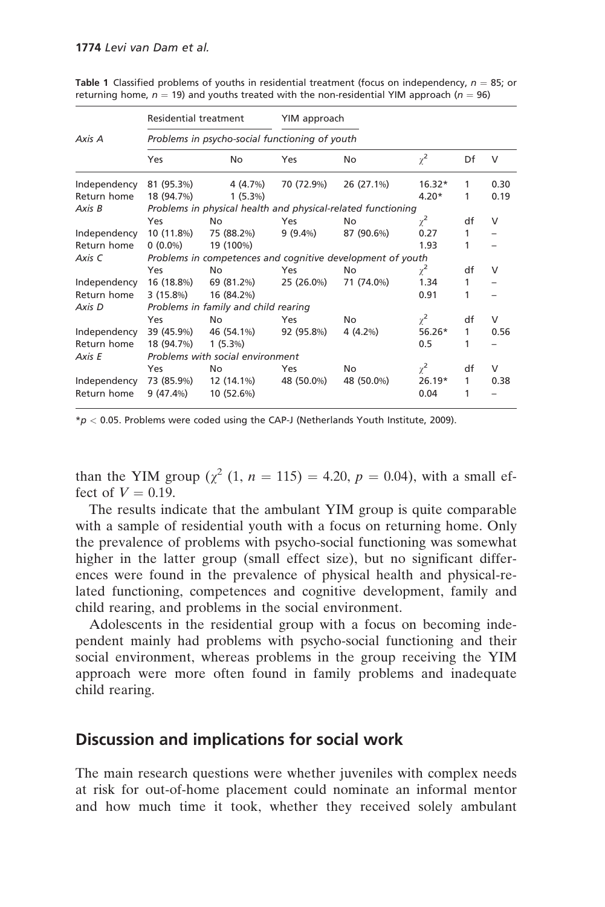**Table 1** Classified problems of youths in residential treatment (focus on independency, $n = 85$; or returning home, $n = 19$) and youths treated with the non-residential YIM approach ($n = 96$)

| Axis A | Residential treatment | | YIM approach | | | | |
|---|---|---|---|---|---|---|---|
| | *Problems in psycho-social functioning of youth* | | | | | | |
| | Yes | No | Yes | No | $\chi^2$ | Df | V |
| Independency | 81 (95.3%) | 4 (4.7%) | 70 (72.9%) | 26 (27.1%) | 16.32* | 1 | 0.30 |
| Return home | 18 (94.7%) | 1 (5.3%) | | | 4.20* | 1 | 0.19 |
| *Axis B* | *Problems in physical health and physical-related functioning* | | | | | | |
| | Yes | No | Yes | No | $\chi^2$ | df | V |
| Independency | 10 (11.8%) | 75 (88.2%) | 9 (9.4%) | 87 (90.6%) | 0.27 | 1 | – |
| Return home | 0 (0.0%) | 19 (100%) | | | 1.93 | 1 | – |
| *Axis C* | *Problems in competences and cognitive development of youth* | | | | | | |
| | Yes | No | Yes | No | $\chi^2$ | df | V |
| Independency | 16 (18.8%) | 69 (81.2%) | 25 (26.0%) | 71 (74.0%) | 1.34 | 1 | – |
| Return home | 3 (15.8%) | 16 (84.2%) | | | 0.91 | 1 | – |
| *Axis D* | *Problems in family and child rearing* | | | | | | |
| | Yes | No | Yes | No | $\chi^2$ | df | V |
| Independency | 39 (45.9%) | 46 (54.1%) | 92 (95.8%) | 4 (4.2%) | 56.26* | 1 | 0.56 |
| Return home | 18 (94.7%) | 1 (5.3%) | | | 0.5 | 1 | – |
| *Axis E* | *Problems with social environment* | | | | | | |
| | Yes | No | Yes | No | $\chi^2$ | df | V |
| Independency | 73 (85.9%) | 12 (14.1%) | 48 (50.0%) | 48 (50.0%) | 26.19* | 1 | 0.38 |
| Return home | 9 (47.4%) | 10 (52.6%) | | | 0.04 | 1 | – |

$*p < 0.05$. Problems were coded using the CAP-J (Netherlands Youth Institute, 2009).

than the YIM group ($\chi^2$ (1, $n = 115$) = 4.20, $p = 0.04$), with a small effect of $V = 0.19$.

The results indicate that the ambulant YIM group is quite comparable with a sample of residential youth with a focus on returning home. Only the prevalence of problems with psycho-social functioning was somewhat higher in the latter group (small effect size), but no significant differences were found in the prevalence of physical health and physical-related functioning, competences and cognitive development, family and child rearing, and problems in the social environment.

Adolescents in the residential group with a focus on becoming independent mainly had problems with psycho-social functioning and their social environment, whereas problems in the group receiving the YIM approach were more often found in family problems and inadequate child rearing.

## Discussion and implications for social work

The main research questions were whether juveniles with complex needs at risk for out-of-home placement could nominate an informal mentor and how much time it took, whether they received solely ambulant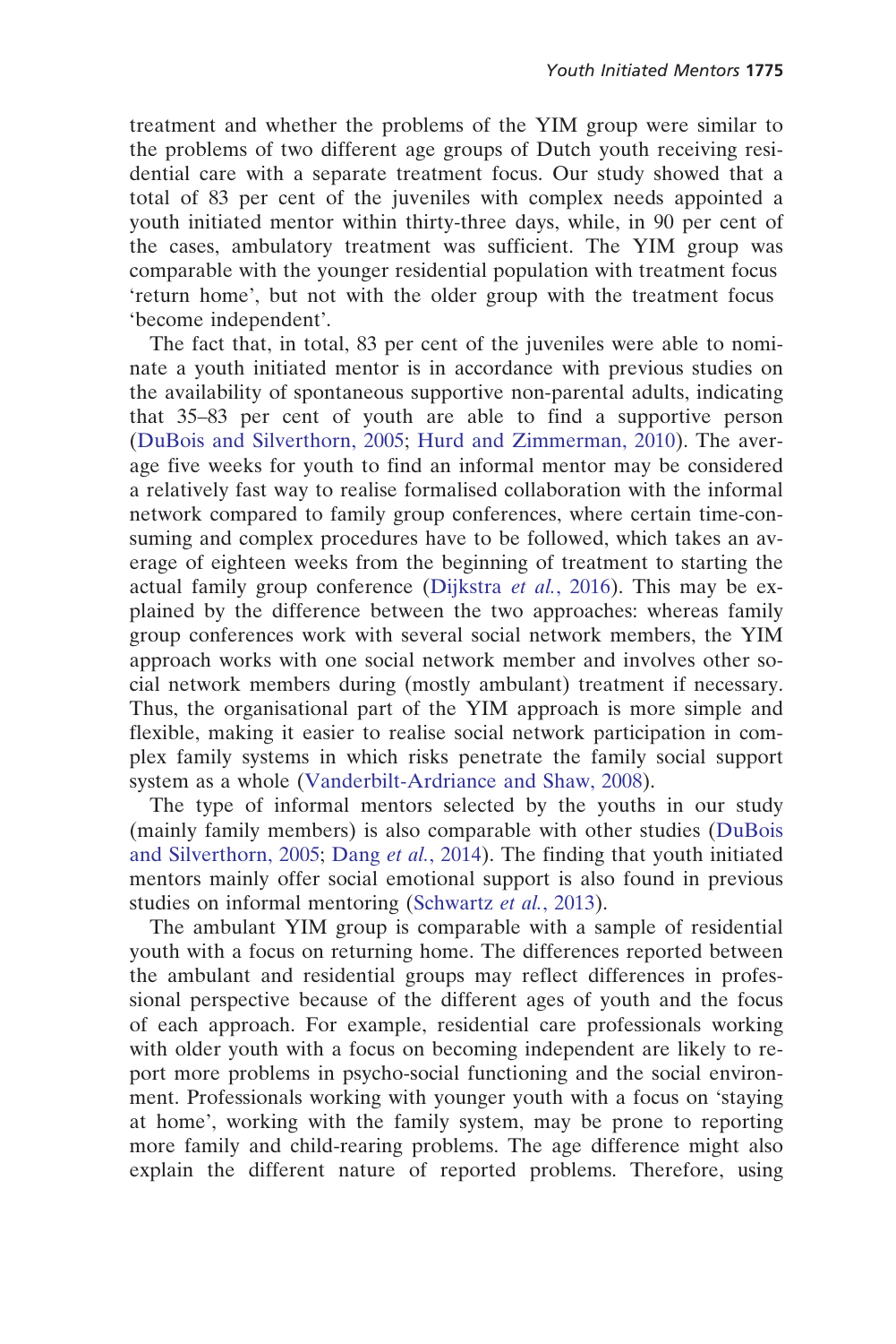treatment and whether the problems of the YIM group were similar to the problems of two different age groups of Dutch youth receiving residential care with a separate treatment focus. Our study showed that a total of 83 per cent of the juveniles with complex needs appointed a youth initiated mentor within thirty-three days, while, in 90 per cent of the cases, ambulatory treatment was sufficient. The YIM group was comparable with the younger residential population with treatment focus 'return home', but not with the older group with the treatment focus 'become independent'.

The fact that, in total, 83 per cent of the juveniles were able to nominate a youth initiated mentor is in accordance with previous studies on the availability of spontaneous supportive non-parental adults, indicating that 35–83 per cent of youth are able to find a supportive person (DuBois and Silverthorn, 2005; Hurd and Zimmerman, 2010). The average five weeks for youth to find an informal mentor may be considered a relatively fast way to realise formalised collaboration with the informal network compared to family group conferences, where certain time-consuming and complex procedures have to be followed, which takes an average of eighteen weeks from the beginning of treatment to starting the actual family group conference (Dijkstra *et al.*, 2016). This may be explained by the difference between the two approaches: whereas family group conferences work with several social network members, the YIM approach works with one social network member and involves other social network members during (mostly ambulant) treatment if necessary. Thus, the organisational part of the YIM approach is more simple and flexible, making it easier to realise social network participation in complex family systems in which risks penetrate the family social support system as a whole (Vanderbilt-Ardriance and Shaw, 2008).

The type of informal mentors selected by the youths in our study (mainly family members) is also comparable with other studies (DuBois and Silverthorn, 2005; Dang *et al.*, 2014). The finding that youth initiated mentors mainly offer social emotional support is also found in previous studies on informal mentoring (Schwartz *et al.*, 2013).

The ambulant YIM group is comparable with a sample of residential youth with a focus on returning home. The differences reported between the ambulant and residential groups may reflect differences in professional perspective because of the different ages of youth and the focus of each approach. For example, residential care professionals working with older youth with a focus on becoming independent are likely to report more problems in psycho-social functioning and the social environment. Professionals working with younger youth with a focus on 'staying at home', working with the family system, may be prone to reporting more family and child-rearing problems. The age difference might also explain the different nature of reported problems. Therefore, using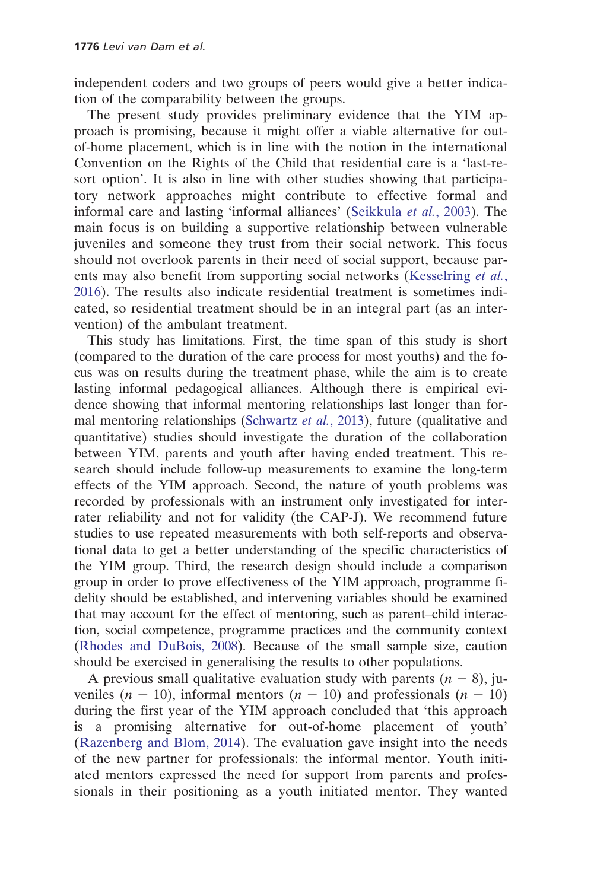independent coders and two groups of peers would give a better indication of the comparability between the groups.

The present study provides preliminary evidence that the YIM approach is promising, because it might offer a viable alternative for out-of-home placement, which is in line with the notion in the international Convention on the Rights of the Child that residential care is a 'last-resort option'. It is also in line with other studies showing that participatory network approaches might contribute to effective formal and informal care and lasting 'informal alliances' (Seikkula *et al.*, 2003). The main focus is on building a supportive relationship between vulnerable juveniles and someone they trust from their social network. This focus should not overlook parents in their need of social support, because parents may also benefit from supporting social networks (Kesselring *et al.*, 2016). The results also indicate residential treatment is sometimes indicated, so residential treatment should be in an integral part (as an intervention) of the ambulant treatment.

This study has limitations. First, the time span of this study is short (compared to the duration of the care process for most youths) and the focus was on results during the treatment phase, while the aim is to create lasting informal pedagogical alliances. Although there is empirical evidence showing that informal mentoring relationships last longer than formal mentoring relationships (Schwartz *et al.*, 2013), future (qualitative and quantitative) studies should investigate the duration of the collaboration between YIM, parents and youth after having ended treatment. This research should include follow-up measurements to examine the long-term effects of the YIM approach. Second, the nature of youth problems was recorded by professionals with an instrument only investigated for inter-rater reliability and not for validity (the CAP-J). We recommend future studies to use repeated measurements with both self-reports and observational data to get a better understanding of the specific characteristics of the YIM group. Third, the research design should include a comparison group in order to prove effectiveness of the YIM approach, programme fidelity should be established, and intervening variables should be examined that may account for the effect of mentoring, such as parent–child interaction, social competence, programme practices and the community context (Rhodes and DuBois, 2008). Because of the small sample size, caution should be exercised in generalising the results to other populations.

A previous small qualitative evaluation study with parents ($n = 8$), juveniles ($n = 10$), informal mentors ($n = 10$) and professionals ($n = 10$) during the first year of the YIM approach concluded that 'this approach is a promising alternative for out-of-home placement of youth' (Razenberg and Blom, 2014). The evaluation gave insight into the needs of the new partner for professionals: the informal mentor. Youth initiated mentors expressed the need for support from parents and professionals in their positioning as a youth initiated mentor. They wanted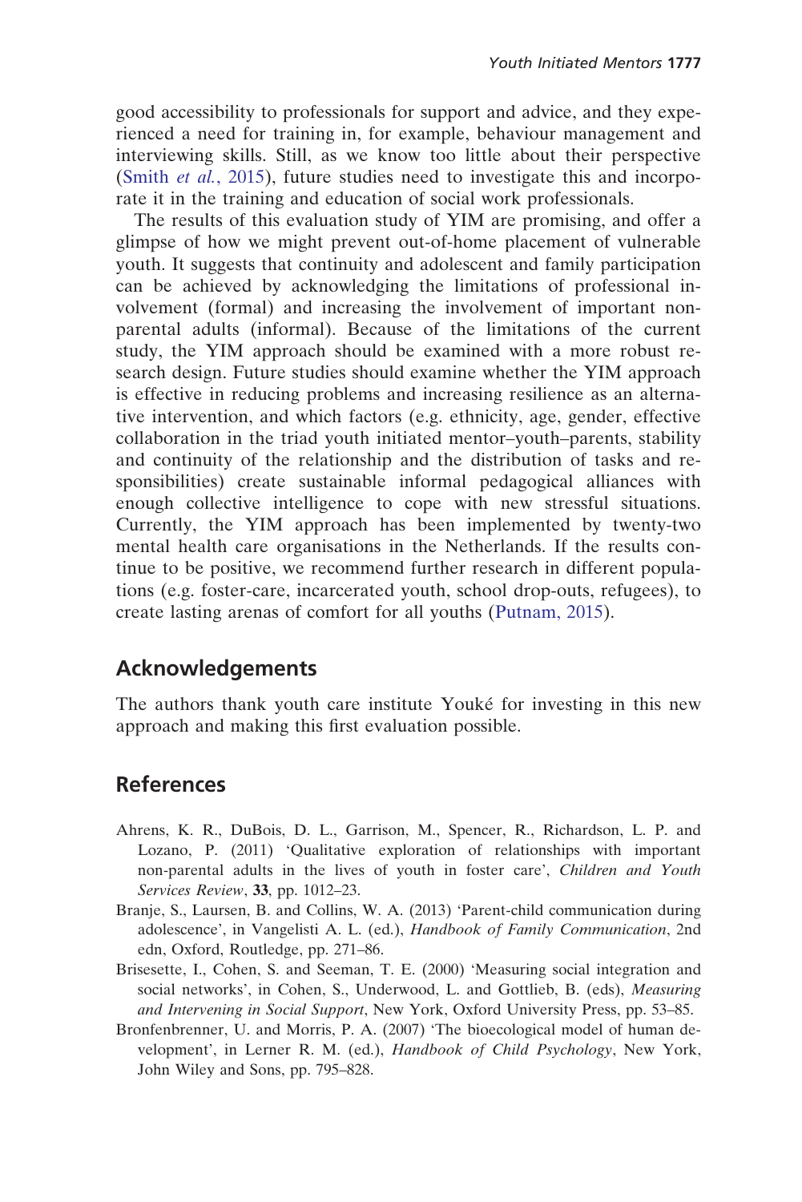good accessibility to professionals for support and advice, and they experienced a need for training in, for example, behaviour management and interviewing skills. Still, as we know too little about their perspective (Smith *et al.*, 2015), future studies need to investigate this and incorporate it in the training and education of social work professionals.

The results of this evaluation study of YIM are promising, and offer a glimpse of how we might prevent out-of-home placement of vulnerable youth. It suggests that continuity and adolescent and family participation can be achieved by acknowledging the limitations of professional involvement (formal) and increasing the involvement of important non-parental adults (informal). Because of the limitations of the current study, the YIM approach should be examined with a more robust research design. Future studies should examine whether the YIM approach is effective in reducing problems and increasing resilience as an alternative intervention, and which factors (e.g. ethnicity, age, gender, effective collaboration in the triad youth initiated mentor–youth–parents, stability and continuity of the relationship and the distribution of tasks and responsibilities) create sustainable informal pedagogical alliances with enough collective intelligence to cope with new stressful situations. Currently, the YIM approach has been implemented by twenty-two mental health care organisations in the Netherlands. If the results continue to be positive, we recommend further research in different populations (e.g. foster-care, incarcerated youth, school drop-outs, refugees), to create lasting arenas of comfort for all youths (Putnam, 2015).

## Acknowledgements

The authors thank youth care institute Youké for investing in this new approach and making this first evaluation possible.

## References

Ahrens, K. R., DuBois, D. L., Garrison, M., Spencer, R., Richardson, L. P. and Lozano, P. (2011) 'Qualitative exploration of relationships with important non-parental adults in the lives of youth in foster care', *Children and Youth Services Review*, **33**, pp. 1012–23.

Branje, S., Laursen, B. and Collins, W. A. (2013) 'Parent-child communication during adolescence', in Vangelisti A. L. (ed.), *Handbook of Family Communication*, 2nd edn, Oxford, Routledge, pp. 271–86.

Brisesette, I., Cohen, S. and Seeman, T. E. (2000) 'Measuring social integration and social networks', in Cohen, S., Underwood, L. and Gottlieb, B. (eds), *Measuring and Intervening in Social Support*, New York, Oxford University Press, pp. 53–85.

Bronfenbrenner, U. and Morris, P. A. (2007) 'The bioecological model of human development', in Lerner R. M. (ed.), *Handbook of Child Psychology*, New York, John Wiley and Sons, pp. 795–828.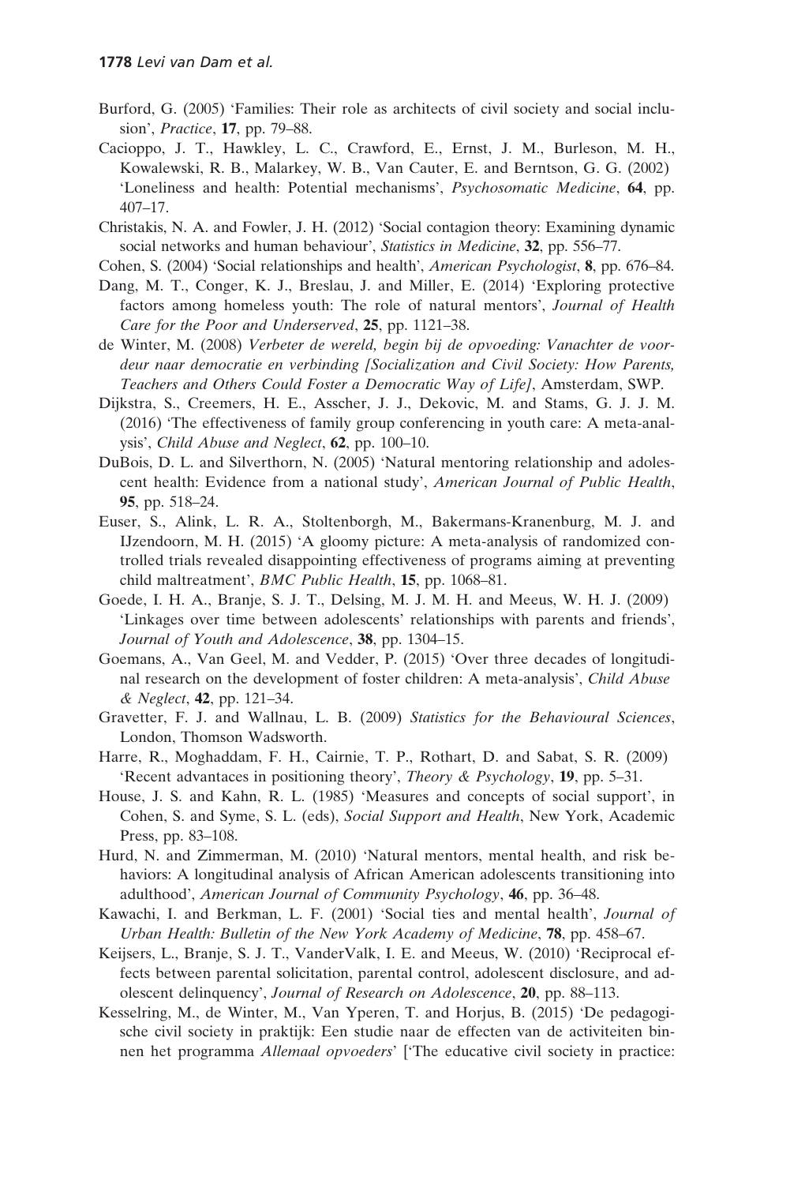Burford, G. (2005) 'Families: Their role as architects of civil society and social inclusion', *Practice*, **17**, pp. 79–88.

Cacioppo, J. T., Hawkley, L. C., Crawford, E., Ernst, J. M., Burleson, M. H., Kowalewski, R. B., Malarkey, W. B., Van Cauter, E. and Berntson, G. G. (2002) 'Loneliness and health: Potential mechanisms', *Psychosomatic Medicine*, **64**, pp. 407–17.

Christakis, N. A. and Fowler, J. H. (2012) 'Social contagion theory: Examining dynamic social networks and human behaviour', *Statistics in Medicine*, **32**, pp. 556–77.

Cohen, S. (2004) 'Social relationships and health', *American Psychologist*, **8**, pp. 676–84.

Dang, M. T., Conger, K. J., Breslau, J. and Miller, E. (2014) 'Exploring protective factors among homeless youth: The role of natural mentors', *Journal of Health Care for the Poor and Underserved*, **25**, pp. 1121–38.

de Winter, M. (2008) *Verbeter de wereld, begin bij de opvoeding: Vanachter de voordeur naar democratie en verbinding [Socialization and Civil Society: How Parents, Teachers and Others Could Foster a Democratic Way of Life]*, Amsterdam, SWP.

Dijkstra, S., Creemers, H. E., Asscher, J. J., Dekovic, M. and Stams, G. J. J. M. (2016) 'The effectiveness of family group conferencing in youth care: A meta-analysis', *Child Abuse and Neglect*, **62**, pp. 100–10.

DuBois, D. L. and Silverthorn, N. (2005) 'Natural mentoring relationship and adolescent health: Evidence from a national study', *American Journal of Public Health*, **95**, pp. 518–24.

Euser, S., Alink, L. R. A., Stoltenborgh, M., Bakermans-Kranenburg, M. J. and IJzendoorn, M. H. (2015) 'A gloomy picture: A meta-analysis of randomized controlled trials revealed disappointing effectiveness of programs aiming at preventing child maltreatment', *BMC Public Health*, **15**, pp. 1068–81.

Goede, I. H. A., Branje, S. J. T., Delsing, M. J. M. H. and Meeus, W. H. J. (2009) 'Linkages over time between adolescents' relationships with parents and friends', *Journal of Youth and Adolescence*, **38**, pp. 1304–15.

Goemans, A., Van Geel, M. and Vedder, P. (2015) 'Over three decades of longitudinal research on the development of foster children: A meta-analysis', *Child Abuse & Neglect*, **42**, pp. 121–34.

Gravetter, F. J. and Wallnau, L. B. (2009) *Statistics for the Behavioural Sciences*, London, Thomson Wadsworth.

Harre, R., Moghaddam, F. H., Cairnie, T. P., Rothart, D. and Sabat, S. R. (2009) 'Recent advantaces in positioning theory', *Theory & Psychology*, **19**, pp. 5–31.

House, J. S. and Kahn, R. L. (1985) 'Measures and concepts of social support', in Cohen, S. and Syme, S. L. (eds), *Social Support and Health*, New York, Academic Press, pp. 83–108.

Hurd, N. and Zimmerman, M. (2010) 'Natural mentors, mental health, and risk behaviors: A longitudinal analysis of African American adolescents transitioning into adulthood', *American Journal of Community Psychology*, **46**, pp. 36–48.

Kawachi, I. and Berkman, L. F. (2001) 'Social ties and mental health', *Journal of Urban Health: Bulletin of the New York Academy of Medicine*, **78**, pp. 458–67.

Keijsers, L., Branje, S. J. T., VanderValk, I. E. and Meeus, W. (2010) 'Reciprocal effects between parental solicitation, parental control, adolescent disclosure, and adolescent delinquency', *Journal of Research on Adolescence*, **20**, pp. 88–113.

Kesselring, M., de Winter, M., Van Yperen, T. and Horjus, B. (2015) 'De pedagogische civil society in praktijk: Een studie naar de effecten van de activiteiten binnen het programma *Allemaal opvoeders*' ['The educative civil society in practice: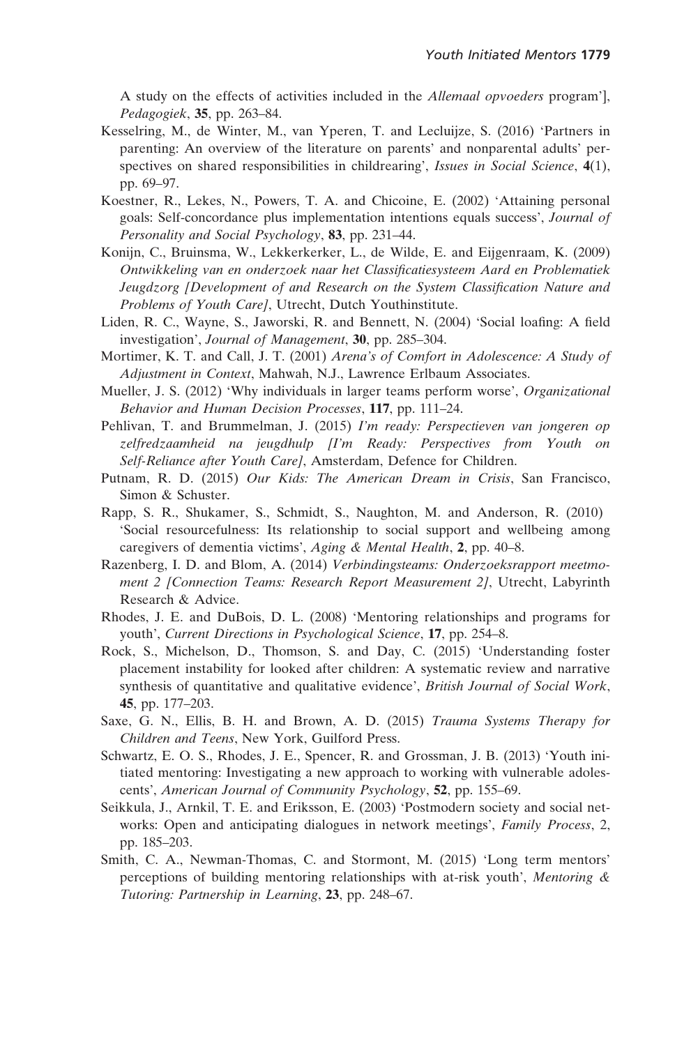A study on the effects of activities included in the *Allemaal opvoeders* program'], *Pedagogiek*, **35**, pp. 263–84.

Kesselring, M., de Winter, M., van Yperen, T. and Lecluijze, S. (2016) 'Partners in parenting: An overview of the literature on parents' and nonparental adults' perspectives on shared responsibilities in childrearing', *Issues in Social Science*, **4**(1), pp. 69–97.

Koestner, R., Lekes, N., Powers, T. A. and Chicoine, E. (2002) 'Attaining personal goals: Self-concordance plus implementation intentions equals success', *Journal of Personality and Social Psychology*, **83**, pp. 231–44.

Konijn, C., Bruinsma, W., Lekkerkerker, L., de Wilde, E. and Eijgenraam, K. (2009) *Ontwikkeling van en onderzoek naar het Classificatiesysteem Aard en Problematiek Jeugdzorg [Development of and Research on the System Classification Nature and Problems of Youth Care]*, Utrecht, Dutch Youthinstitute.

Liden, R. C., Wayne, S., Jaworski, R. and Bennett, N. (2004) 'Social loafing: A field investigation', *Journal of Management*, **30**, pp. 285–304.

Mortimer, K. T. and Call, J. T. (2001) *Arena's of Comfort in Adolescence: A Study of Adjustment in Context*, Mahwah, N.J., Lawrence Erlbaum Associates.

Mueller, J. S. (2012) 'Why individuals in larger teams perform worse', *Organizational Behavior and Human Decision Processes*, **117**, pp. 111–24.

Pehlivan, T. and Brummelman, J. (2015) *I'm ready: Perspectieven van jongeren op zelfredzaamheid na jeugdhulp [I'm Ready: Perspectives from Youth on Self-Reliance after Youth Care]*, Amsterdam, Defence for Children.

Putnam, R. D. (2015) *Our Kids: The American Dream in Crisis*, San Francisco, Simon & Schuster.

Rapp, S. R., Shukamer, S., Schmidt, S., Naughton, M. and Anderson, R. (2010) 'Social resourcefulness: Its relationship to social support and wellbeing among caregivers of dementia victims', *Aging & Mental Health*, **2**, pp. 40–8.

Razenberg, I. D. and Blom, A. (2014) *Verbindingsteams: Onderzoeksrapport meetmoment 2 [Connection Teams: Research Report Measurement 2]*, Utrecht, Labyrinth Research & Advice.

Rhodes, J. E. and DuBois, D. L. (2008) 'Mentoring relationships and programs for youth', *Current Directions in Psychological Science*, **17**, pp. 254–8.

Rock, S., Michelson, D., Thomson, S. and Day, C. (2015) 'Understanding foster placement instability for looked after children: A systematic review and narrative synthesis of quantitative and qualitative evidence', *British Journal of Social Work*, **45**, pp. 177–203.

Saxe, G. N., Ellis, B. H. and Brown, A. D. (2015) *Trauma Systems Therapy for Children and Teens*, New York, Guilford Press.

Schwartz, E. O. S., Rhodes, J. E., Spencer, R. and Grossman, J. B. (2013) 'Youth initiated mentoring: Investigating a new approach to working with vulnerable adolescents', *American Journal of Community Psychology*, **52**, pp. 155–69.

Seikkula, J., Arnkil, T. E. and Eriksson, E. (2003) 'Postmodern society and social networks: Open and anticipating dialogues in network meetings', *Family Process*, 2, pp. 185–203.

Smith, C. A., Newman-Thomas, C. and Stormont, M. (2015) 'Long term mentors' perceptions of building mentoring relationships with at-risk youth', *Mentoring & Tutoring: Partnership in Learning*, **23**, pp. 248–67.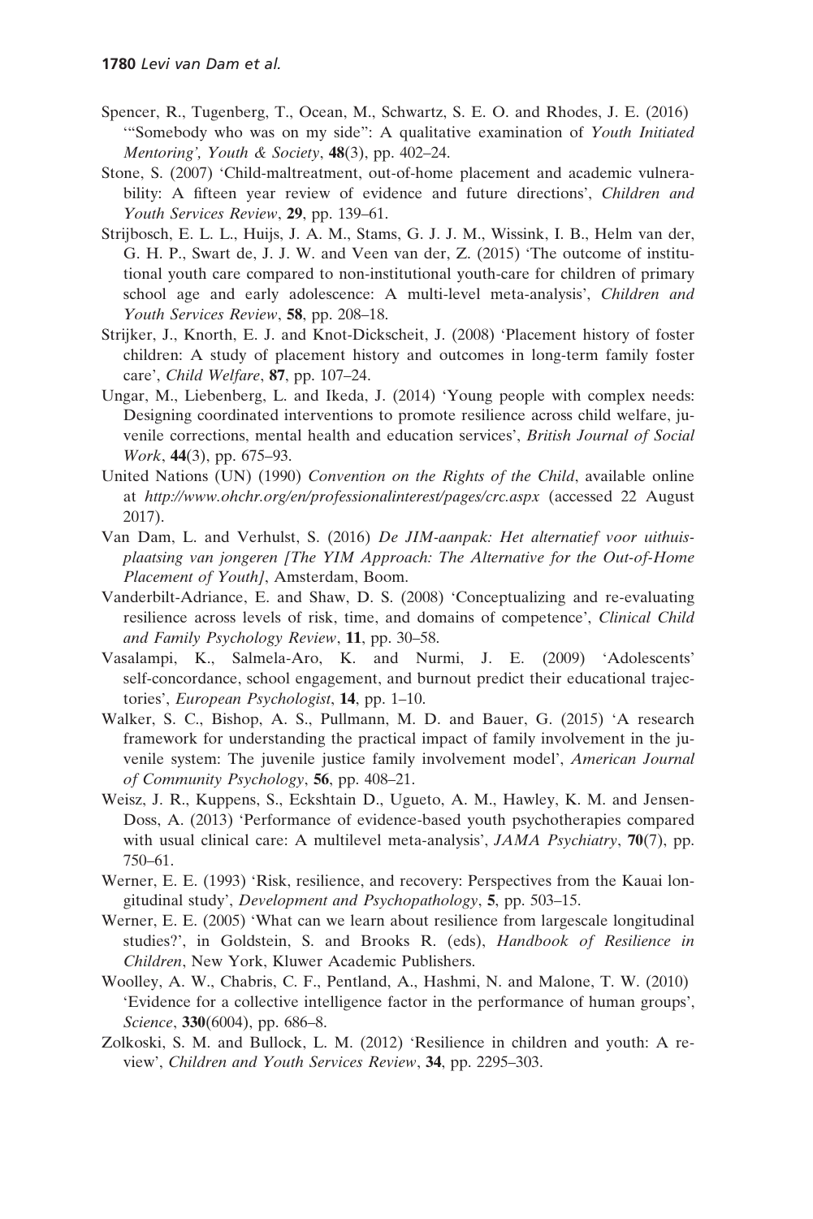Spencer, R., Tugenberg, T., Ocean, M., Schwartz, S. E. O. and Rhodes, J. E. (2016) '"Somebody who was on my side": A qualitative examination of *Youth Initiated Mentoring', Youth & Society*, **48**(3), pp. 402–24.

Stone, S. (2007) 'Child-maltreatment, out-of-home placement and academic vulnerability: A fifteen year review of evidence and future directions', *Children and Youth Services Review*, **29**, pp. 139–61.

Strijbosch, E. L. L., Huijs, J. A. M., Stams, G. J. J. M., Wissink, I. B., Helm van der, G. H. P., Swart de, J. J. W. and Veen van der, Z. (2015) 'The outcome of institutional youth care compared to non-institutional youth-care for children of primary school age and early adolescence: A multi-level meta-analysis', *Children and Youth Services Review*, **58**, pp. 208–18.

Strijker, J., Knorth, E. J. and Knot-Dickscheit, J. (2008) 'Placement history of foster children: A study of placement history and outcomes in long-term family foster care', *Child Welfare*, **87**, pp. 107–24.

Ungar, M., Liebenberg, L. and Ikeda, J. (2014) 'Young people with complex needs: Designing coordinated interventions to promote resilience across child welfare, juvenile corrections, mental health and education services', *British Journal of Social Work*, **44**(3), pp. 675–93.

United Nations (UN) (1990) *Convention on the Rights of the Child*, available online at *http://www.ohchr.org/en/professionalinterest/pages/crc.aspx* (accessed 22 August 2017).

Van Dam, L. and Verhulst, S. (2016) *De JIM-aanpak: Het alternatief voor uithuisplaatsing van jongeren [The YIM Approach: The Alternative for the Out-of-Home Placement of Youth]*, Amsterdam, Boom.

Vanderbilt-Adriance, E. and Shaw, D. S. (2008) 'Conceptualizing and re-evaluating resilience across levels of risk, time, and domains of competence', *Clinical Child and Family Psychology Review*, **11**, pp. 30–58.

Vasalampi, K., Salmela-Aro, K. and Nurmi, J. E. (2009) 'Adolescents' self-concordance, school engagement, and burnout predict their educational trajectories', *European Psychologist*, **14**, pp. 1–10.

Walker, S. C., Bishop, A. S., Pullmann, M. D. and Bauer, G. (2015) 'A research framework for understanding the practical impact of family involvement in the juvenile system: The juvenile justice family involvement model', *American Journal of Community Psychology*, **56**, pp. 408–21.

Weisz, J. R., Kuppens, S., Eckshtain D., Ugueto, A. M., Hawley, K. M. and Jensen-Doss, A. (2013) 'Performance of evidence-based youth psychotherapies compared with usual clinical care: A multilevel meta-analysis', *JAMA Psychiatry*, **70**(7), pp. 750–61.

Werner, E. E. (1993) 'Risk, resilience, and recovery: Perspectives from the Kauai longitudinal study', *Development and Psychopathology*, **5**, pp. 503–15.

Werner, E. E. (2005) 'What can we learn about resilience from largescale longitudinal studies?', in Goldstein, S. and Brooks R. (eds), *Handbook of Resilience in Children*, New York, Kluwer Academic Publishers.

Woolley, A. W., Chabris, C. F., Pentland, A., Hashmi, N. and Malone, T. W. (2010) 'Evidence for a collective intelligence factor in the performance of human groups', *Science*, **330**(6004), pp. 686–8.

Zolkoski, S. M. and Bullock, L. M. (2012) 'Resilience in children and youth: A review', *Children and Youth Services Review*, **34**, pp. 2295–303.